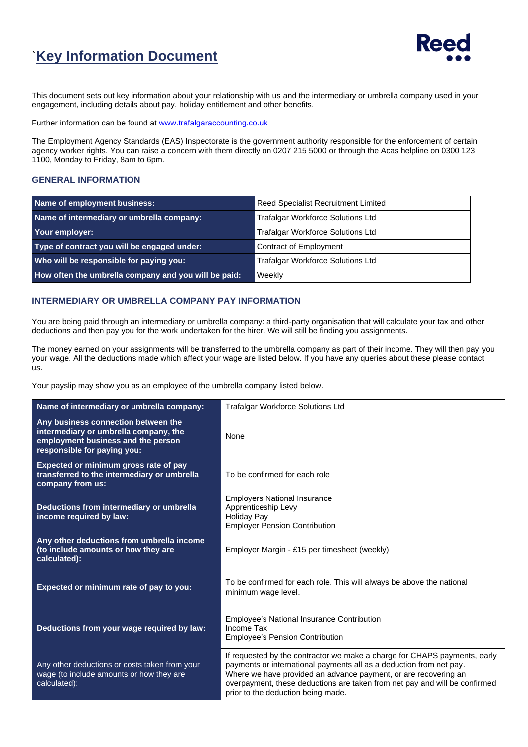# `Key Information Document

This document sets out key information about your relationship with us and the intermediary or umbrella company used in your engagement, including details about pay, holiday entitlement and other benefits.

Further information can be found at www.trafalgaraccounting.co.uk

The Employment Agency Standards (EAS) Inspectorate is the government authority responsible for the enforcement of certain agency worker rights. You can raise a concern with them directly on 0207 215 5000 or through the Acas helpline on 0300 123 1100, Monday to Friday, 8am to 6pm.

## GENERAL INFORMATION

| | |
|---|---|
| **Name of employment business:** | Reed Specialist Recruitment Limited |
| **Name of intermediary or umbrella company:** | Trafalgar Workforce Solutions Ltd |
| **Your employer:** | Trafalgar Workforce Solutions Ltd |
| **Type of contract you will be engaged under:** | Contract of Employment |
| **Who will be responsible for paying you:** | Trafalgar Workforce Solutions Ltd |
| **How often the umbrella company and you will be paid:** | Weekly |

## INTERMEDIARY OR UMBRELLA COMPANY PAY INFORMATION

You are being paid through an intermediary or umbrella company: a third-party organisation that will calculate your tax and other deductions and then pay you for the work undertaken for the hirer. We will still be finding you assignments.

The money earned on your assignments will be transferred to the umbrella company as part of their income. They will then pay you your wage. All the deductions made which affect your wage are listed below. If you have any queries about these please contact us.

Your payslip may show you as an employee of the umbrella company listed below.

| | |
|---|---|
| **Name of intermediary or umbrella company:** | Trafalgar Workforce Solutions Ltd |
| **Any business connection between the intermediary or umbrella company, the employment business and the person responsible for paying you:** | None |
| **Expected or minimum gross rate of pay transferred to the intermediary or umbrella company from us:** | To be confirmed for each role |
| **Deductions from intermediary or umbrella income required by law:** | Employers National Insurance<br>Apprenticeship Levy<br>Holiday Pay<br>Employer Pension Contribution |
| **Any other deductions from umbrella income (to include amounts or how they are calculated):** | Employer Margin - £15 per timesheet (weekly) |
| **Expected or minimum rate of pay to you:** | To be confirmed for each role. This will always be above the national minimum wage level. |
| **Deductions from your wage required by law:** | Employee's National Insurance Contribution<br>Income Tax<br>Employee's Pension Contribution |
| Any other deductions or costs taken from your wage (to include amounts or how they are calculated): | If requested by the contractor we make a charge for CHAPS payments, early payments or international payments all as a deduction from net pay. Where we have provided an advance payment, or are recovering an overpayment, these deductions are taken from net pay and will be confirmed prior to the deduction being made. |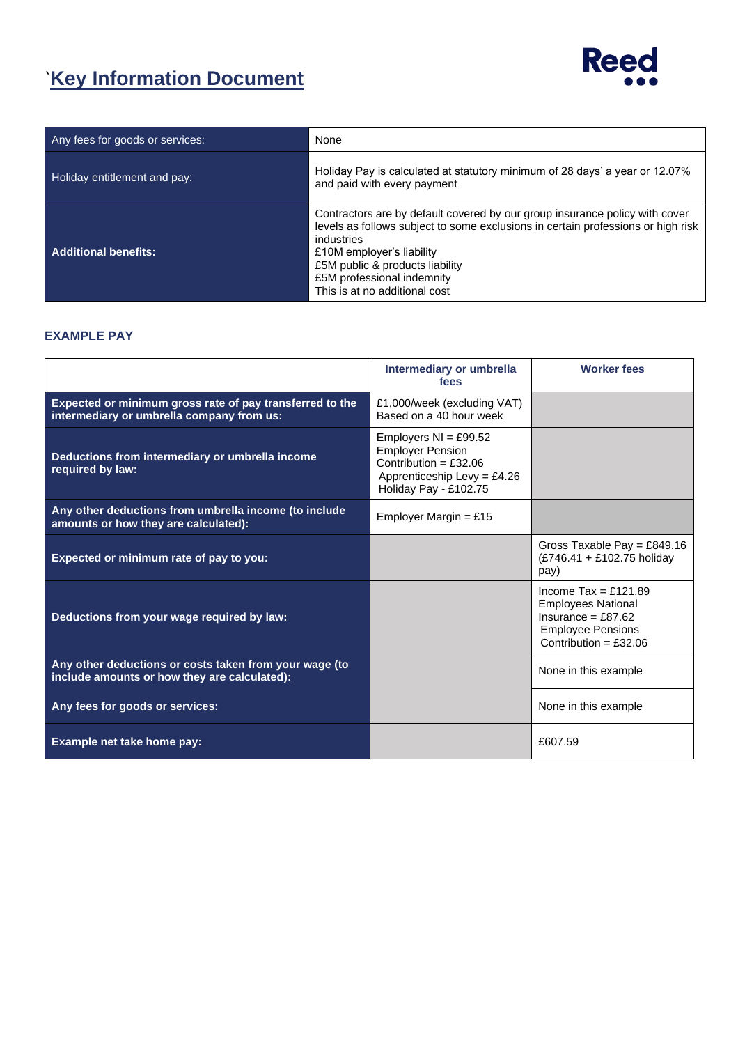# `Key Information Document

| | |
|---|---|
| Any fees for goods or services: | None |
| Holiday entitlement and pay: | Holiday Pay is calculated at statutory minimum of 28 days' a year or 12.07% and paid with every payment |
| **Additional benefits:** | Contractors are by default covered by our group insurance policy with cover levels as follows subject to some exclusions in certain professions or high risk industries<br>£10M employer's liability<br>£5M public & products liability<br>£5M professional indemnity<br>This is at no additional cost |

### EXAMPLE PAY

| | Intermediary or umbrella fees | Worker fees |
|---|---|---|
| **Expected or minimum gross rate of pay transferred to the intermediary or umbrella company from us:** | £1,000/week (excluding VAT)<br>Based on a 40 hour week | |
| **Deductions from intermediary or umbrella income required by law:** | Employers NI = £99.52<br>Employer Pension Contribution = £32.06<br>Apprenticeship Levy = £4.26<br>Holiday Pay - £102.75 | |
| **Any other deductions from umbrella income (to include amounts or how they are calculated):** | Employer Margin = £15 | |
| **Expected or minimum rate of pay to you:** | | Gross Taxable Pay = £849.16 (£746.41 + £102.75 holiday pay) |
| **Deductions from your wage required by law:** | | Income Tax = £121.89<br>Employees National Insurance = £87.62<br>Employee Pensions Contribution = £32.06 |
| **Any other deductions or costs taken from your wage (to include amounts or how they are calculated):** | | None in this example |
| **Any fees for goods or services:** | | None in this example |
| **Example net take home pay:** | | £607.59 |